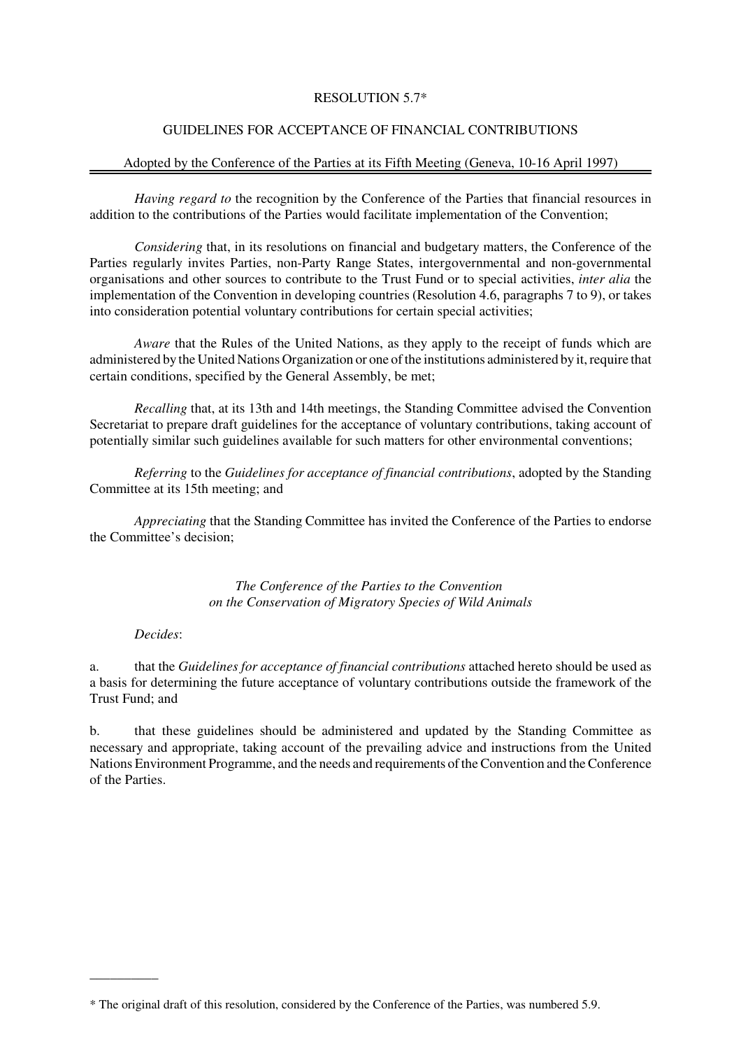# RESOLUTION 5.7*

## GUIDELINES FOR ACCEPTANCE OF FINANCIAL CONTRIBUTIONS

Adopted by the Conference of the Parties at its Fifth Meeting (Geneva, 10-16 April 1997)

*Having regard to* the recognition by the Conference of the Parties that financial resources in addition to the contributions of the Parties would facilitate implementation of the Convention;

*Considering* that, in its resolutions on financial and budgetary matters, the Conference of the Parties regularly invites Parties, non-Party Range States, intergovernmental and non-governmental organisations and other sources to contribute to the Trust Fund or to special activities, *inter alia* the implementation of the Convention in developing countries (Resolution 4.6, paragraphs 7 to 9), or takes into consideration potential voluntary contributions for certain special activities;

*Aware* that the Rules of the United Nations, as they apply to the receipt of funds which are administered by the United Nations Organization or one of the institutions administered by it, require that certain conditions, specified by the General Assembly, be met;

*Recalling* that, at its 13th and 14th meetings, the Standing Committee advised the Convention Secretariat to prepare draft guidelines for the acceptance of voluntary contributions, taking account of potentially similar such guidelines available for such matters for other environmental conventions;

*Referring* to the *Guidelines for acceptance of financial contributions*, adopted by the Standing Committee at its 15th meeting; and

*Appreciating* that the Standing Committee has invited the Conference of the Parties to endorse the Committee's decision;

*The Conference of the Parties to the Convention on the Conservation of Migratory Species of Wild Animals*

*Decides*:

a. that the *Guidelines for acceptance of financial contributions* attached hereto should be used as a basis for determining the future acceptance of voluntary contributions outside the framework of the Trust Fund; and

b. that these guidelines should be administered and updated by the Standing Committee as necessary and appropriate, taking account of the prevailing advice and instructions from the United Nations Environment Programme, and the needs and requirements of the Convention and the Conference of the Parties.

---

\* The original draft of this resolution, considered by the Conference of the Parties, was numbered 5.9.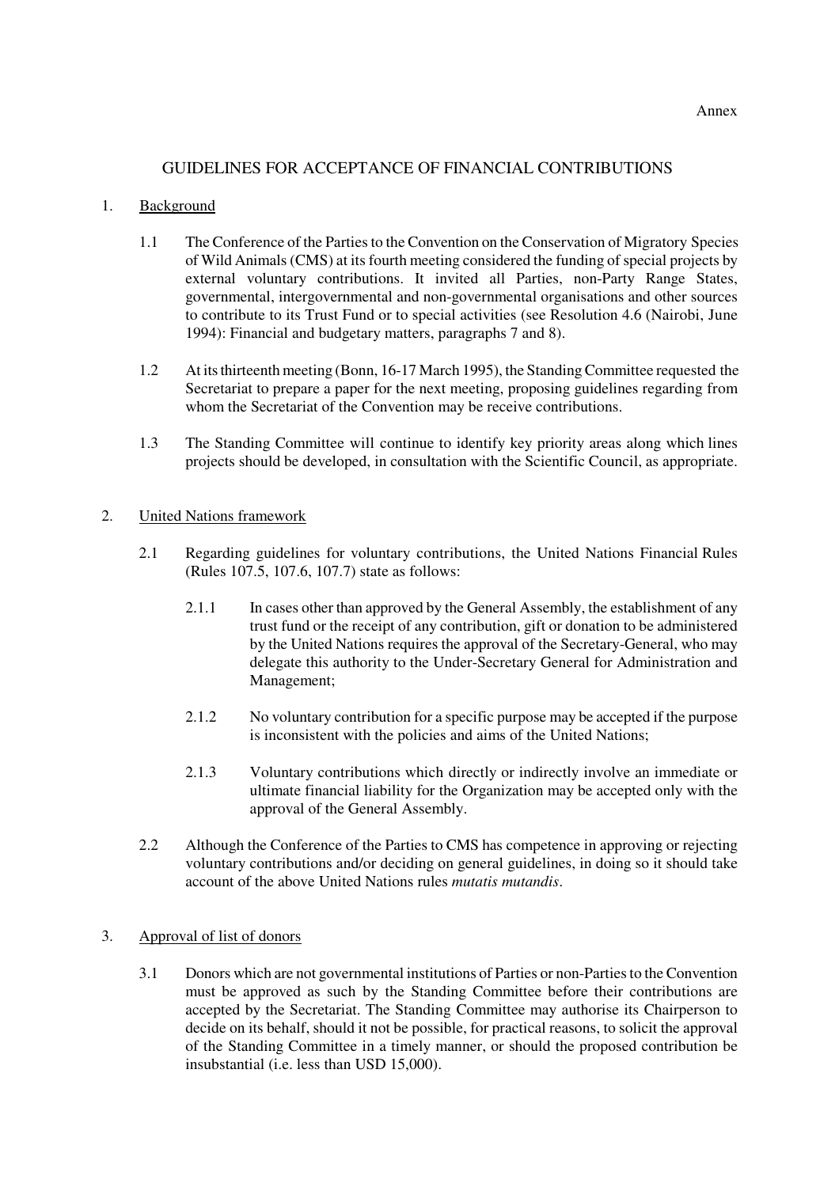Annex

# GUIDELINES FOR ACCEPTANCE OF FINANCIAL CONTRIBUTIONS

1. Background

   1.1 The Conference of the Parties to the Convention on the Conservation of Migratory Species of Wild Animals (CMS) at its fourth meeting considered the funding of special projects by external voluntary contributions. It invited all Parties, non-Party Range States, governmental, intergovernmental and non-governmental organisations and other sources to contribute to its Trust Fund or to special activities (see Resolution 4.6 (Nairobi, June 1994): Financial and budgetary matters, paragraphs 7 and 8).

   1.2 At its thirteenth meeting (Bonn, 16-17 March 1995), the Standing Committee requested the Secretariat to prepare a paper for the next meeting, proposing guidelines regarding from whom the Secretariat of the Convention may be receive contributions.

   1.3 The Standing Committee will continue to identify key priority areas along which lines projects should be developed, in consultation with the Scientific Council, as appropriate.

2. United Nations framework

   2.1 Regarding guidelines for voluntary contributions, the United Nations Financial Rules (Rules 107.5, 107.6, 107.7) state as follows:

      2.1.1 In cases other than approved by the General Assembly, the establishment of any trust fund or the receipt of any contribution, gift or donation to be administered by the United Nations requires the approval of the Secretary-General, who may delegate this authority to the Under-Secretary General for Administration and Management;

      2.1.2 No voluntary contribution for a specific purpose may be accepted if the purpose is inconsistent with the policies and aims of the United Nations;

      2.1.3 Voluntary contributions which directly or indirectly involve an immediate or ultimate financial liability for the Organization may be accepted only with the approval of the General Assembly.

   2.2 Although the Conference of the Parties to CMS has competence in approving or rejecting voluntary contributions and/or deciding on general guidelines, in doing so it should take account of the above United Nations rules *mutatis mutandis*.

3. Approval of list of donors

   3.1 Donors which are not governmental institutions of Parties or non-Parties to the Convention must be approved as such by the Standing Committee before their contributions are accepted by the Secretariat. The Standing Committee may authorise its Chairperson to decide on its behalf, should it not be possible, for practical reasons, to solicit the approval of the Standing Committee in a timely manner, or should the proposed contribution be insubstantial (i.e. less than USD 15,000).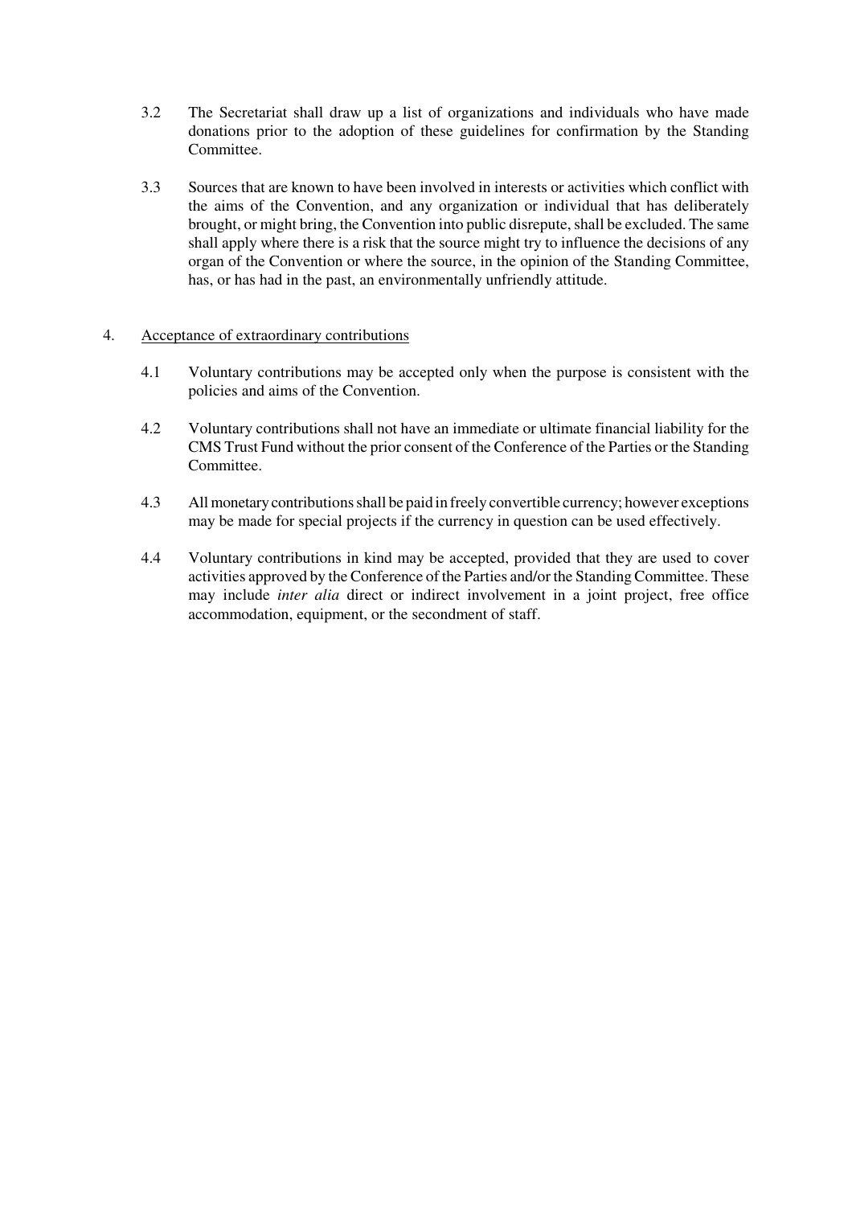3.2 The Secretariat shall draw up a list of organizations and individuals who have made donations prior to the adoption of these guidelines for confirmation by the Standing Committee.

3.3 Sources that are known to have been involved in interests or activities which conflict with the aims of the Convention, and any organization or individual that has deliberately brought, or might bring, the Convention into public disrepute, shall be excluded. The same shall apply where there is a risk that the source might try to influence the decisions of any organ of the Convention or where the source, in the opinion of the Standing Committee, has, or has had in the past, an environmentally unfriendly attitude.

4. Acceptance of extraordinary contributions

4.1 Voluntary contributions may be accepted only when the purpose is consistent with the policies and aims of the Convention.

4.2 Voluntary contributions shall not have an immediate or ultimate financial liability for the CMS Trust Fund without the prior consent of the Conference of the Parties or the Standing Committee.

4.3 All monetary contributions shall be paid in freely convertible currency; however exceptions may be made for special projects if the currency in question can be used effectively.

4.4 Voluntary contributions in kind may be accepted, provided that they are used to cover activities approved by the Conference of the Parties and/or the Standing Committee. These may include *inter alia* direct or indirect involvement in a joint project, free office accommodation, equipment, or the secondment of staff.